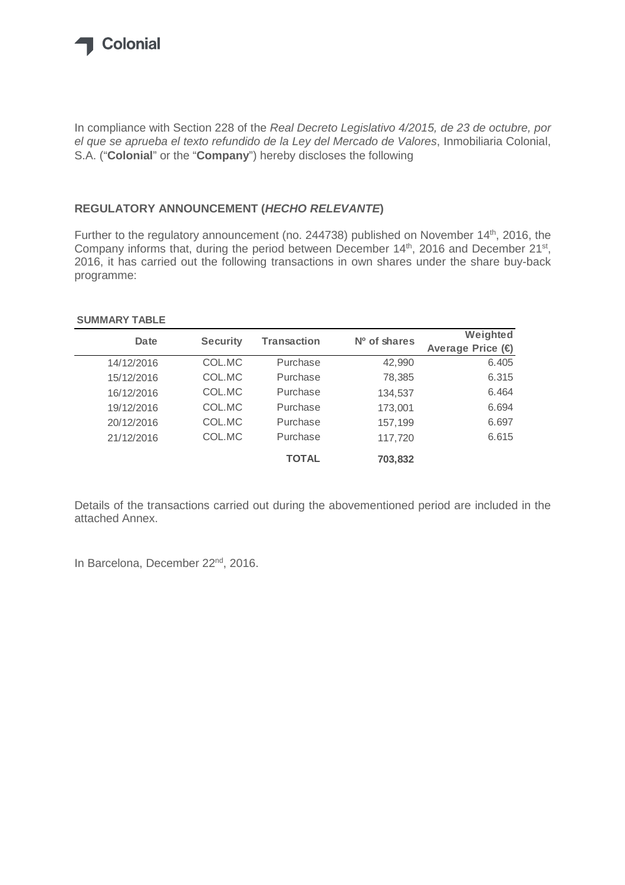Colonial

In compliance with Section 228 of the *Real Decreto Legislativo 4/2015, de 23 de octubre, por el que se aprueba el texto refundido de la Ley del Mercado de Valores*, Inmobiliaria Colonial, S.A. ("**Colonial**" or the "**Company**") hereby discloses the following

**REGULATORY ANNOUNCEMENT (*HECHO RELEVANTE*)**

Further to the regulatory announcement (no. 244738) published on November 14th, 2016, the Company informs that, during the period between December 14th, 2016 and December 21st, 2016, it has carried out the following transactions in own shares under the share buy-back programme:

**SUMMARY TABLE**

| Date | Security | Transaction | Nº of shares | Weighted Average Price (€) |
|---|---|---|---|---|
| 14/12/2016 | COL.MC | Purchase | 42,990 | 6.405 |
| 15/12/2016 | COL.MC | Purchase | 78,385 | 6.315 |
| 16/12/2016 | COL.MC | Purchase | 134,537 | 6.464 |
| 19/12/2016 | COL.MC | Purchase | 173,001 | 6.694 |
| 20/12/2016 | COL.MC | Purchase | 157,199 | 6.697 |
| 21/12/2016 | COL.MC | Purchase | 117,720 | 6.615 |
| | | **TOTAL** | **703,832** | |

Details of the transactions carried out during the abovementioned period are included in the attached Annex.

In Barcelona, December 22nd, 2016.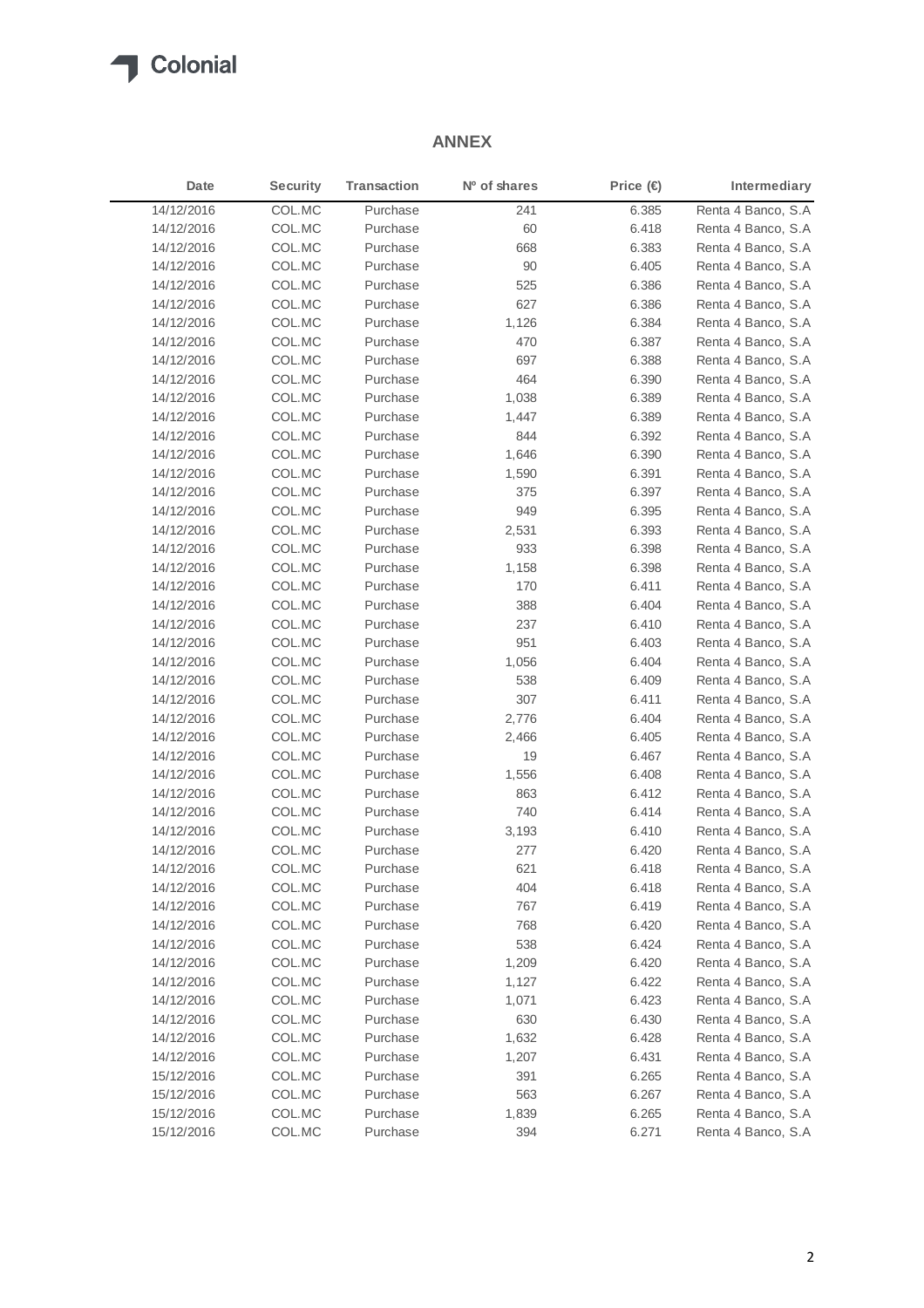## ANNEX

| Date | Security | Transaction | Nº of shares | Price (€) | Intermediary |
|---|---|---|---|---|---|
| 14/12/2016 | COL.MC | Purchase | 241 | 6.385 | Renta 4 Banco, S.A |
| 14/12/2016 | COL.MC | Purchase | 60 | 6.418 | Renta 4 Banco, S.A |
| 14/12/2016 | COL.MC | Purchase | 668 | 6.383 | Renta 4 Banco, S.A |
| 14/12/2016 | COL.MC | Purchase | 90 | 6.405 | Renta 4 Banco, S.A |
| 14/12/2016 | COL.MC | Purchase | 525 | 6.386 | Renta 4 Banco, S.A |
| 14/12/2016 | COL.MC | Purchase | 627 | 6.386 | Renta 4 Banco, S.A |
| 14/12/2016 | COL.MC | Purchase | 1,126 | 6.384 | Renta 4 Banco, S.A |
| 14/12/2016 | COL.MC | Purchase | 470 | 6.387 | Renta 4 Banco, S.A |
| 14/12/2016 | COL.MC | Purchase | 697 | 6.388 | Renta 4 Banco, S.A |
| 14/12/2016 | COL.MC | Purchase | 464 | 6.390 | Renta 4 Banco, S.A |
| 14/12/2016 | COL.MC | Purchase | 1,038 | 6.389 | Renta 4 Banco, S.A |
| 14/12/2016 | COL.MC | Purchase | 1,447 | 6.389 | Renta 4 Banco, S.A |
| 14/12/2016 | COL.MC | Purchase | 844 | 6.392 | Renta 4 Banco, S.A |
| 14/12/2016 | COL.MC | Purchase | 1,646 | 6.390 | Renta 4 Banco, S.A |
| 14/12/2016 | COL.MC | Purchase | 1,590 | 6.391 | Renta 4 Banco, S.A |
| 14/12/2016 | COL.MC | Purchase | 375 | 6.397 | Renta 4 Banco, S.A |
| 14/12/2016 | COL.MC | Purchase | 949 | 6.395 | Renta 4 Banco, S.A |
| 14/12/2016 | COL.MC | Purchase | 2,531 | 6.393 | Renta 4 Banco, S.A |
| 14/12/2016 | COL.MC | Purchase | 933 | 6.398 | Renta 4 Banco, S.A |
| 14/12/2016 | COL.MC | Purchase | 1,158 | 6.398 | Renta 4 Banco, S.A |
| 14/12/2016 | COL.MC | Purchase | 170 | 6.411 | Renta 4 Banco, S.A |
| 14/12/2016 | COL.MC | Purchase | 388 | 6.404 | Renta 4 Banco, S.A |
| 14/12/2016 | COL.MC | Purchase | 237 | 6.410 | Renta 4 Banco, S.A |
| 14/12/2016 | COL.MC | Purchase | 951 | 6.403 | Renta 4 Banco, S.A |
| 14/12/2016 | COL.MC | Purchase | 1,056 | 6.404 | Renta 4 Banco, S.A |
| 14/12/2016 | COL.MC | Purchase | 538 | 6.409 | Renta 4 Banco, S.A |
| 14/12/2016 | COL.MC | Purchase | 307 | 6.411 | Renta 4 Banco, S.A |
| 14/12/2016 | COL.MC | Purchase | 2,776 | 6.404 | Renta 4 Banco, S.A |
| 14/12/2016 | COL.MC | Purchase | 2,466 | 6.405 | Renta 4 Banco, S.A |
| 14/12/2016 | COL.MC | Purchase | 19 | 6.467 | Renta 4 Banco, S.A |
| 14/12/2016 | COL.MC | Purchase | 1,556 | 6.408 | Renta 4 Banco, S.A |
| 14/12/2016 | COL.MC | Purchase | 863 | 6.412 | Renta 4 Banco, S.A |
| 14/12/2016 | COL.MC | Purchase | 740 | 6.414 | Renta 4 Banco, S.A |
| 14/12/2016 | COL.MC | Purchase | 3,193 | 6.410 | Renta 4 Banco, S.A |
| 14/12/2016 | COL.MC | Purchase | 277 | 6.420 | Renta 4 Banco, S.A |
| 14/12/2016 | COL.MC | Purchase | 621 | 6.418 | Renta 4 Banco, S.A |
| 14/12/2016 | COL.MC | Purchase | 404 | 6.418 | Renta 4 Banco, S.A |
| 14/12/2016 | COL.MC | Purchase | 767 | 6.419 | Renta 4 Banco, S.A |
| 14/12/2016 | COL.MC | Purchase | 768 | 6.420 | Renta 4 Banco, S.A |
| 14/12/2016 | COL.MC | Purchase | 538 | 6.424 | Renta 4 Banco, S.A |
| 14/12/2016 | COL.MC | Purchase | 1,209 | 6.420 | Renta 4 Banco, S.A |
| 14/12/2016 | COL.MC | Purchase | 1,127 | 6.422 | Renta 4 Banco, S.A |
| 14/12/2016 | COL.MC | Purchase | 1,071 | 6.423 | Renta 4 Banco, S.A |
| 14/12/2016 | COL.MC | Purchase | 630 | 6.430 | Renta 4 Banco, S.A |
| 14/12/2016 | COL.MC | Purchase | 1,632 | 6.428 | Renta 4 Banco, S.A |
| 14/12/2016 | COL.MC | Purchase | 1,207 | 6.431 | Renta 4 Banco, S.A |
| 15/12/2016 | COL.MC | Purchase | 391 | 6.265 | Renta 4 Banco, S.A |
| 15/12/2016 | COL.MC | Purchase | 563 | 6.267 | Renta 4 Banco, S.A |
| 15/12/2016 | COL.MC | Purchase | 1,839 | 6.265 | Renta 4 Banco, S.A |
| 15/12/2016 | COL.MC | Purchase | 394 | 6.271 | Renta 4 Banco, S.A |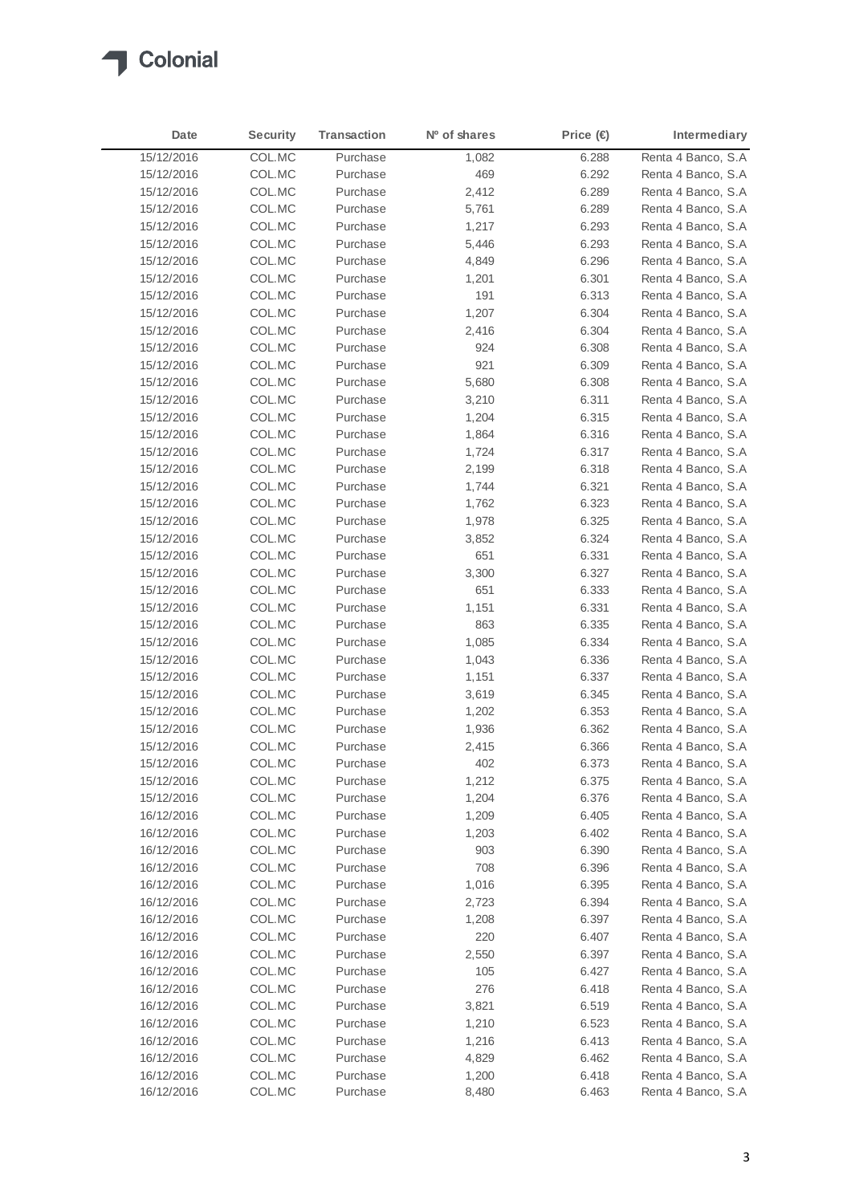| Date | Security | Transaction | Nº of shares | Price (€) | Intermediary |
|---|---|---|---|---|---|
| 15/12/2016 | COL.MC | Purchase | 1,082 | 6.288 | Renta 4 Banco, S.A |
| 15/12/2016 | COL.MC | Purchase | 469 | 6.292 | Renta 4 Banco, S.A |
| 15/12/2016 | COL.MC | Purchase | 2,412 | 6.289 | Renta 4 Banco, S.A |
| 15/12/2016 | COL.MC | Purchase | 5,761 | 6.289 | Renta 4 Banco, S.A |
| 15/12/2016 | COL.MC | Purchase | 1,217 | 6.293 | Renta 4 Banco, S.A |
| 15/12/2016 | COL.MC | Purchase | 5,446 | 6.293 | Renta 4 Banco, S.A |
| 15/12/2016 | COL.MC | Purchase | 4,849 | 6.296 | Renta 4 Banco, S.A |
| 15/12/2016 | COL.MC | Purchase | 1,201 | 6.301 | Renta 4 Banco, S.A |
| 15/12/2016 | COL.MC | Purchase | 191 | 6.313 | Renta 4 Banco, S.A |
| 15/12/2016 | COL.MC | Purchase | 1,207 | 6.304 | Renta 4 Banco, S.A |
| 15/12/2016 | COL.MC | Purchase | 2,416 | 6.304 | Renta 4 Banco, S.A |
| 15/12/2016 | COL.MC | Purchase | 924 | 6.308 | Renta 4 Banco, S.A |
| 15/12/2016 | COL.MC | Purchase | 921 | 6.309 | Renta 4 Banco, S.A |
| 15/12/2016 | COL.MC | Purchase | 5,680 | 6.308 | Renta 4 Banco, S.A |
| 15/12/2016 | COL.MC | Purchase | 3,210 | 6.311 | Renta 4 Banco, S.A |
| 15/12/2016 | COL.MC | Purchase | 1,204 | 6.315 | Renta 4 Banco, S.A |
| 15/12/2016 | COL.MC | Purchase | 1,864 | 6.316 | Renta 4 Banco, S.A |
| 15/12/2016 | COL.MC | Purchase | 1,724 | 6.317 | Renta 4 Banco, S.A |
| 15/12/2016 | COL.MC | Purchase | 2,199 | 6.318 | Renta 4 Banco, S.A |
| 15/12/2016 | COL.MC | Purchase | 1,744 | 6.321 | Renta 4 Banco, S.A |
| 15/12/2016 | COL.MC | Purchase | 1,762 | 6.323 | Renta 4 Banco, S.A |
| 15/12/2016 | COL.MC | Purchase | 1,978 | 6.325 | Renta 4 Banco, S.A |
| 15/12/2016 | COL.MC | Purchase | 3,852 | 6.324 | Renta 4 Banco, S.A |
| 15/12/2016 | COL.MC | Purchase | 651 | 6.331 | Renta 4 Banco, S.A |
| 15/12/2016 | COL.MC | Purchase | 3,300 | 6.327 | Renta 4 Banco, S.A |
| 15/12/2016 | COL.MC | Purchase | 651 | 6.333 | Renta 4 Banco, S.A |
| 15/12/2016 | COL.MC | Purchase | 1,151 | 6.331 | Renta 4 Banco, S.A |
| 15/12/2016 | COL.MC | Purchase | 863 | 6.335 | Renta 4 Banco, S.A |
| 15/12/2016 | COL.MC | Purchase | 1,085 | 6.334 | Renta 4 Banco, S.A |
| 15/12/2016 | COL.MC | Purchase | 1,043 | 6.336 | Renta 4 Banco, S.A |
| 15/12/2016 | COL.MC | Purchase | 1,151 | 6.337 | Renta 4 Banco, S.A |
| 15/12/2016 | COL.MC | Purchase | 3,619 | 6.345 | Renta 4 Banco, S.A |
| 15/12/2016 | COL.MC | Purchase | 1,202 | 6.353 | Renta 4 Banco, S.A |
| 15/12/2016 | COL.MC | Purchase | 1,936 | 6.362 | Renta 4 Banco, S.A |
| 15/12/2016 | COL.MC | Purchase | 2,415 | 6.366 | Renta 4 Banco, S.A |
| 15/12/2016 | COL.MC | Purchase | 402 | 6.373 | Renta 4 Banco, S.A |
| 15/12/2016 | COL.MC | Purchase | 1,212 | 6.375 | Renta 4 Banco, S.A |
| 15/12/2016 | COL.MC | Purchase | 1,204 | 6.376 | Renta 4 Banco, S.A |
| 16/12/2016 | COL.MC | Purchase | 1,209 | 6.405 | Renta 4 Banco, S.A |
| 16/12/2016 | COL.MC | Purchase | 1,203 | 6.402 | Renta 4 Banco, S.A |
| 16/12/2016 | COL.MC | Purchase | 903 | 6.390 | Renta 4 Banco, S.A |
| 16/12/2016 | COL.MC | Purchase | 708 | 6.396 | Renta 4 Banco, S.A |
| 16/12/2016 | COL.MC | Purchase | 1,016 | 6.395 | Renta 4 Banco, S.A |
| 16/12/2016 | COL.MC | Purchase | 2,723 | 6.394 | Renta 4 Banco, S.A |
| 16/12/2016 | COL.MC | Purchase | 1,208 | 6.397 | Renta 4 Banco, S.A |
| 16/12/2016 | COL.MC | Purchase | 220 | 6.407 | Renta 4 Banco, S.A |
| 16/12/2016 | COL.MC | Purchase | 2,550 | 6.397 | Renta 4 Banco, S.A |
| 16/12/2016 | COL.MC | Purchase | 105 | 6.427 | Renta 4 Banco, S.A |
| 16/12/2016 | COL.MC | Purchase | 276 | 6.418 | Renta 4 Banco, S.A |
| 16/12/2016 | COL.MC | Purchase | 3,821 | 6.519 | Renta 4 Banco, S.A |
| 16/12/2016 | COL.MC | Purchase | 1,210 | 6.523 | Renta 4 Banco, S.A |
| 16/12/2016 | COL.MC | Purchase | 1,216 | 6.413 | Renta 4 Banco, S.A |
| 16/12/2016 | COL.MC | Purchase | 4,829 | 6.462 | Renta 4 Banco, S.A |
| 16/12/2016 | COL.MC | Purchase | 1,200 | 6.418 | Renta 4 Banco, S.A |
| 16/12/2016 | COL.MC | Purchase | 8,480 | 6.463 | Renta 4 Banco, S.A |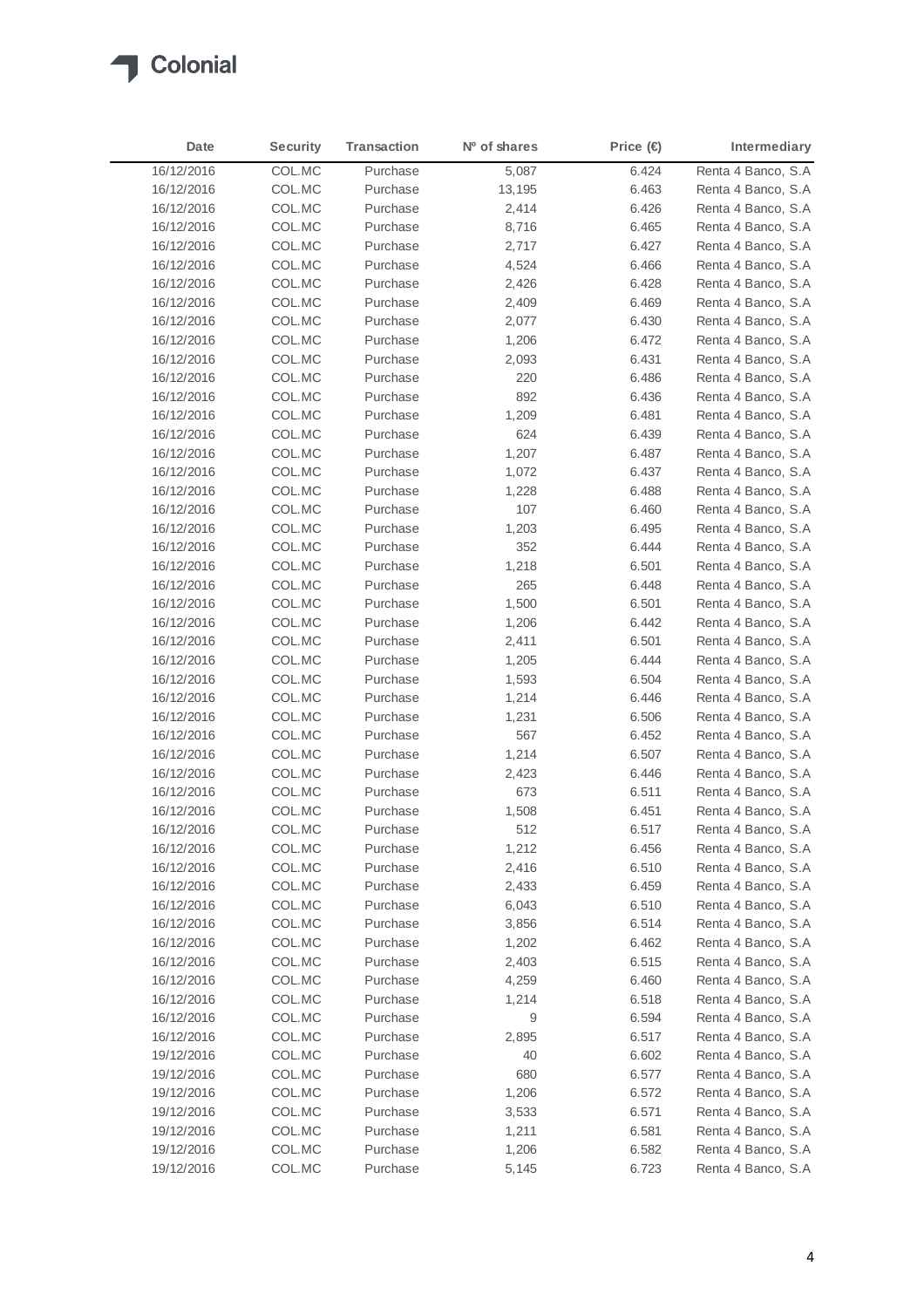| Date | Security | Transaction | Nº of shares | Price (€) | Intermediary |
|---|---|---|---|---|---|
| 16/12/2016 | COL.MC | Purchase | 5,087 | 6.424 | Renta 4 Banco, S.A |
| 16/12/2016 | COL.MC | Purchase | 13,195 | 6.463 | Renta 4 Banco, S.A |
| 16/12/2016 | COL.MC | Purchase | 2,414 | 6.426 | Renta 4 Banco, S.A |
| 16/12/2016 | COL.MC | Purchase | 8,716 | 6.465 | Renta 4 Banco, S.A |
| 16/12/2016 | COL.MC | Purchase | 2,717 | 6.427 | Renta 4 Banco, S.A |
| 16/12/2016 | COL.MC | Purchase | 4,524 | 6.466 | Renta 4 Banco, S.A |
| 16/12/2016 | COL.MC | Purchase | 2,426 | 6.428 | Renta 4 Banco, S.A |
| 16/12/2016 | COL.MC | Purchase | 2,409 | 6.469 | Renta 4 Banco, S.A |
| 16/12/2016 | COL.MC | Purchase | 2,077 | 6.430 | Renta 4 Banco, S.A |
| 16/12/2016 | COL.MC | Purchase | 1,206 | 6.472 | Renta 4 Banco, S.A |
| 16/12/2016 | COL.MC | Purchase | 2,093 | 6.431 | Renta 4 Banco, S.A |
| 16/12/2016 | COL.MC | Purchase | 220 | 6.486 | Renta 4 Banco, S.A |
| 16/12/2016 | COL.MC | Purchase | 892 | 6.436 | Renta 4 Banco, S.A |
| 16/12/2016 | COL.MC | Purchase | 1,209 | 6.481 | Renta 4 Banco, S.A |
| 16/12/2016 | COL.MC | Purchase | 624 | 6.439 | Renta 4 Banco, S.A |
| 16/12/2016 | COL.MC | Purchase | 1,207 | 6.487 | Renta 4 Banco, S.A |
| 16/12/2016 | COL.MC | Purchase | 1,072 | 6.437 | Renta 4 Banco, S.A |
| 16/12/2016 | COL.MC | Purchase | 1,228 | 6.488 | Renta 4 Banco, S.A |
| 16/12/2016 | COL.MC | Purchase | 107 | 6.460 | Renta 4 Banco, S.A |
| 16/12/2016 | COL.MC | Purchase | 1,203 | 6.495 | Renta 4 Banco, S.A |
| 16/12/2016 | COL.MC | Purchase | 352 | 6.444 | Renta 4 Banco, S.A |
| 16/12/2016 | COL.MC | Purchase | 1,218 | 6.501 | Renta 4 Banco, S.A |
| 16/12/2016 | COL.MC | Purchase | 265 | 6.448 | Renta 4 Banco, S.A |
| 16/12/2016 | COL.MC | Purchase | 1,500 | 6.501 | Renta 4 Banco, S.A |
| 16/12/2016 | COL.MC | Purchase | 1,206 | 6.442 | Renta 4 Banco, S.A |
| 16/12/2016 | COL.MC | Purchase | 2,411 | 6.501 | Renta 4 Banco, S.A |
| 16/12/2016 | COL.MC | Purchase | 1,205 | 6.444 | Renta 4 Banco, S.A |
| 16/12/2016 | COL.MC | Purchase | 1,593 | 6.504 | Renta 4 Banco, S.A |
| 16/12/2016 | COL.MC | Purchase | 1,214 | 6.446 | Renta 4 Banco, S.A |
| 16/12/2016 | COL.MC | Purchase | 1,231 | 6.506 | Renta 4 Banco, S.A |
| 16/12/2016 | COL.MC | Purchase | 567 | 6.452 | Renta 4 Banco, S.A |
| 16/12/2016 | COL.MC | Purchase | 1,214 | 6.507 | Renta 4 Banco, S.A |
| 16/12/2016 | COL.MC | Purchase | 2,423 | 6.446 | Renta 4 Banco, S.A |
| 16/12/2016 | COL.MC | Purchase | 673 | 6.511 | Renta 4 Banco, S.A |
| 16/12/2016 | COL.MC | Purchase | 1,508 | 6.451 | Renta 4 Banco, S.A |
| 16/12/2016 | COL.MC | Purchase | 512 | 6.517 | Renta 4 Banco, S.A |
| 16/12/2016 | COL.MC | Purchase | 1,212 | 6.456 | Renta 4 Banco, S.A |
| 16/12/2016 | COL.MC | Purchase | 2,416 | 6.510 | Renta 4 Banco, S.A |
| 16/12/2016 | COL.MC | Purchase | 2,433 | 6.459 | Renta 4 Banco, S.A |
| 16/12/2016 | COL.MC | Purchase | 6,043 | 6.510 | Renta 4 Banco, S.A |
| 16/12/2016 | COL.MC | Purchase | 3,856 | 6.514 | Renta 4 Banco, S.A |
| 16/12/2016 | COL.MC | Purchase | 1,202 | 6.462 | Renta 4 Banco, S.A |
| 16/12/2016 | COL.MC | Purchase | 2,403 | 6.515 | Renta 4 Banco, S.A |
| 16/12/2016 | COL.MC | Purchase | 4,259 | 6.460 | Renta 4 Banco, S.A |
| 16/12/2016 | COL.MC | Purchase | 1,214 | 6.518 | Renta 4 Banco, S.A |
| 16/12/2016 | COL.MC | Purchase | 9 | 6.594 | Renta 4 Banco, S.A |
| 16/12/2016 | COL.MC | Purchase | 2,895 | 6.517 | Renta 4 Banco, S.A |
| 19/12/2016 | COL.MC | Purchase | 40 | 6.602 | Renta 4 Banco, S.A |
| 19/12/2016 | COL.MC | Purchase | 680 | 6.577 | Renta 4 Banco, S.A |
| 19/12/2016 | COL.MC | Purchase | 1,206 | 6.572 | Renta 4 Banco, S.A |
| 19/12/2016 | COL.MC | Purchase | 3,533 | 6.571 | Renta 4 Banco, S.A |
| 19/12/2016 | COL.MC | Purchase | 1,211 | 6.581 | Renta 4 Banco, S.A |
| 19/12/2016 | COL.MC | Purchase | 1,206 | 6.582 | Renta 4 Banco, S.A |
| 19/12/2016 | COL.MC | Purchase | 5,145 | 6.723 | Renta 4 Banco, S.A |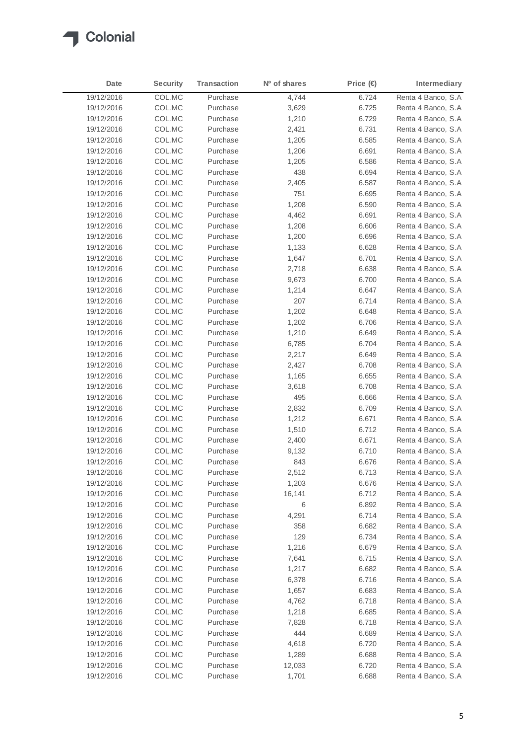| Date | Security | Transaction | Nº of shares | Price (€) | Intermediary |
|---|---|---|---|---|---|
| 19/12/2016 | COL.MC | Purchase | 4,744 | 6.724 | Renta 4 Banco, S.A |
| 19/12/2016 | COL.MC | Purchase | 3,629 | 6.725 | Renta 4 Banco, S.A |
| 19/12/2016 | COL.MC | Purchase | 1,210 | 6.729 | Renta 4 Banco, S.A |
| 19/12/2016 | COL.MC | Purchase | 2,421 | 6.731 | Renta 4 Banco, S.A |
| 19/12/2016 | COL.MC | Purchase | 1,205 | 6.585 | Renta 4 Banco, S.A |
| 19/12/2016 | COL.MC | Purchase | 1,206 | 6.691 | Renta 4 Banco, S.A |
| 19/12/2016 | COL.MC | Purchase | 1,205 | 6.586 | Renta 4 Banco, S.A |
| 19/12/2016 | COL.MC | Purchase | 438 | 6.694 | Renta 4 Banco, S.A |
| 19/12/2016 | COL.MC | Purchase | 2,405 | 6.587 | Renta 4 Banco, S.A |
| 19/12/2016 | COL.MC | Purchase | 751 | 6.695 | Renta 4 Banco, S.A |
| 19/12/2016 | COL.MC | Purchase | 1,208 | 6.590 | Renta 4 Banco, S.A |
| 19/12/2016 | COL.MC | Purchase | 4,462 | 6.691 | Renta 4 Banco, S.A |
| 19/12/2016 | COL.MC | Purchase | 1,208 | 6.606 | Renta 4 Banco, S.A |
| 19/12/2016 | COL.MC | Purchase | 1,200 | 6.696 | Renta 4 Banco, S.A |
| 19/12/2016 | COL.MC | Purchase | 1,133 | 6.628 | Renta 4 Banco, S.A |
| 19/12/2016 | COL.MC | Purchase | 1,647 | 6.701 | Renta 4 Banco, S.A |
| 19/12/2016 | COL.MC | Purchase | 2,718 | 6.638 | Renta 4 Banco, S.A |
| 19/12/2016 | COL.MC | Purchase | 9,673 | 6.700 | Renta 4 Banco, S.A |
| 19/12/2016 | COL.MC | Purchase | 1,214 | 6.647 | Renta 4 Banco, S.A |
| 19/12/2016 | COL.MC | Purchase | 207 | 6.714 | Renta 4 Banco, S.A |
| 19/12/2016 | COL.MC | Purchase | 1,202 | 6.648 | Renta 4 Banco, S.A |
| 19/12/2016 | COL.MC | Purchase | 1,202 | 6.706 | Renta 4 Banco, S.A |
| 19/12/2016 | COL.MC | Purchase | 1,210 | 6.649 | Renta 4 Banco, S.A |
| 19/12/2016 | COL.MC | Purchase | 6,785 | 6.704 | Renta 4 Banco, S.A |
| 19/12/2016 | COL.MC | Purchase | 2,217 | 6.649 | Renta 4 Banco, S.A |
| 19/12/2016 | COL.MC | Purchase | 2,427 | 6.708 | Renta 4 Banco, S.A |
| 19/12/2016 | COL.MC | Purchase | 1,165 | 6.655 | Renta 4 Banco, S.A |
| 19/12/2016 | COL.MC | Purchase | 3,618 | 6.708 | Renta 4 Banco, S.A |
| 19/12/2016 | COL.MC | Purchase | 495 | 6.666 | Renta 4 Banco, S.A |
| 19/12/2016 | COL.MC | Purchase | 2,832 | 6.709 | Renta 4 Banco, S.A |
| 19/12/2016 | COL.MC | Purchase | 1,212 | 6.671 | Renta 4 Banco, S.A |
| 19/12/2016 | COL.MC | Purchase | 1,510 | 6.712 | Renta 4 Banco, S.A |
| 19/12/2016 | COL.MC | Purchase | 2,400 | 6.671 | Renta 4 Banco, S.A |
| 19/12/2016 | COL.MC | Purchase | 9,132 | 6.710 | Renta 4 Banco, S.A |
| 19/12/2016 | COL.MC | Purchase | 843 | 6.676 | Renta 4 Banco, S.A |
| 19/12/2016 | COL.MC | Purchase | 2,512 | 6.713 | Renta 4 Banco, S.A |
| 19/12/2016 | COL.MC | Purchase | 1,203 | 6.676 | Renta 4 Banco, S.A |
| 19/12/2016 | COL.MC | Purchase | 16,141 | 6.712 | Renta 4 Banco, S.A |
| 19/12/2016 | COL.MC | Purchase | 6 | 6.892 | Renta 4 Banco, S.A |
| 19/12/2016 | COL.MC | Purchase | 4,291 | 6.714 | Renta 4 Banco, S.A |
| 19/12/2016 | COL.MC | Purchase | 358 | 6.682 | Renta 4 Banco, S.A |
| 19/12/2016 | COL.MC | Purchase | 129 | 6.734 | Renta 4 Banco, S.A |
| 19/12/2016 | COL.MC | Purchase | 1,216 | 6.679 | Renta 4 Banco, S.A |
| 19/12/2016 | COL.MC | Purchase | 7,641 | 6.715 | Renta 4 Banco, S.A |
| 19/12/2016 | COL.MC | Purchase | 1,217 | 6.682 | Renta 4 Banco, S.A |
| 19/12/2016 | COL.MC | Purchase | 6,378 | 6.716 | Renta 4 Banco, S.A |
| 19/12/2016 | COL.MC | Purchase | 1,657 | 6.683 | Renta 4 Banco, S.A |
| 19/12/2016 | COL.MC | Purchase | 4,762 | 6.718 | Renta 4 Banco, S.A |
| 19/12/2016 | COL.MC | Purchase | 1,218 | 6.685 | Renta 4 Banco, S.A |
| 19/12/2016 | COL.MC | Purchase | 7,828 | 6.718 | Renta 4 Banco, S.A |
| 19/12/2016 | COL.MC | Purchase | 444 | 6.689 | Renta 4 Banco, S.A |
| 19/12/2016 | COL.MC | Purchase | 4,618 | 6.720 | Renta 4 Banco, S.A |
| 19/12/2016 | COL.MC | Purchase | 1,289 | 6.688 | Renta 4 Banco, S.A |
| 19/12/2016 | COL.MC | Purchase | 12,033 | 6.720 | Renta 4 Banco, S.A |
| 19/12/2016 | COL.MC | Purchase | 1,701 | 6.688 | Renta 4 Banco, S.A |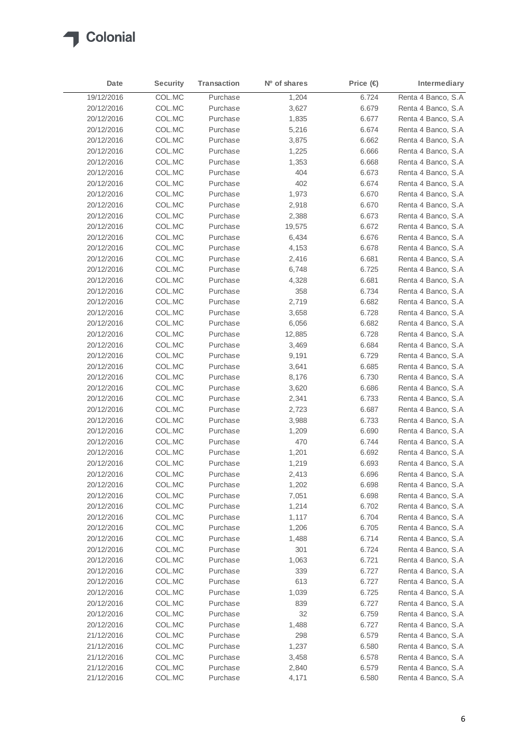| Date | Security | Transaction | Nº of shares | Price (€) | Intermediary |
|---|---|---|---|---|---|
| 19/12/2016 | COL.MC | Purchase | 1,204 | 6.724 | Renta 4 Banco, S.A |
| 20/12/2016 | COL.MC | Purchase | 3,627 | 6.679 | Renta 4 Banco, S.A |
| 20/12/2016 | COL.MC | Purchase | 1,835 | 6.677 | Renta 4 Banco, S.A |
| 20/12/2016 | COL.MC | Purchase | 5,216 | 6.674 | Renta 4 Banco, S.A |
| 20/12/2016 | COL.MC | Purchase | 3,875 | 6.662 | Renta 4 Banco, S.A |
| 20/12/2016 | COL.MC | Purchase | 1,225 | 6.666 | Renta 4 Banco, S.A |
| 20/12/2016 | COL.MC | Purchase | 1,353 | 6.668 | Renta 4 Banco, S.A |
| 20/12/2016 | COL.MC | Purchase | 404 | 6.673 | Renta 4 Banco, S.A |
| 20/12/2016 | COL.MC | Purchase | 402 | 6.674 | Renta 4 Banco, S.A |
| 20/12/2016 | COL.MC | Purchase | 1,973 | 6.670 | Renta 4 Banco, S.A |
| 20/12/2016 | COL.MC | Purchase | 2,918 | 6.670 | Renta 4 Banco, S.A |
| 20/12/2016 | COL.MC | Purchase | 2,388 | 6.673 | Renta 4 Banco, S.A |
| 20/12/2016 | COL.MC | Purchase | 19,575 | 6.672 | Renta 4 Banco, S.A |
| 20/12/2016 | COL.MC | Purchase | 6,434 | 6.676 | Renta 4 Banco, S.A |
| 20/12/2016 | COL.MC | Purchase | 4,153 | 6.678 | Renta 4 Banco, S.A |
| 20/12/2016 | COL.MC | Purchase | 2,416 | 6.681 | Renta 4 Banco, S.A |
| 20/12/2016 | COL.MC | Purchase | 6,748 | 6.725 | Renta 4 Banco, S.A |
| 20/12/2016 | COL.MC | Purchase | 4,328 | 6.681 | Renta 4 Banco, S.A |
| 20/12/2016 | COL.MC | Purchase | 358 | 6.734 | Renta 4 Banco, S.A |
| 20/12/2016 | COL.MC | Purchase | 2,719 | 6.682 | Renta 4 Banco, S.A |
| 20/12/2016 | COL.MC | Purchase | 3,658 | 6.728 | Renta 4 Banco, S.A |
| 20/12/2016 | COL.MC | Purchase | 6,056 | 6.682 | Renta 4 Banco, S.A |
| 20/12/2016 | COL.MC | Purchase | 12,885 | 6.728 | Renta 4 Banco, S.A |
| 20/12/2016 | COL.MC | Purchase | 3,469 | 6.684 | Renta 4 Banco, S.A |
| 20/12/2016 | COL.MC | Purchase | 9,191 | 6.729 | Renta 4 Banco, S.A |
| 20/12/2016 | COL.MC | Purchase | 3,641 | 6.685 | Renta 4 Banco, S.A |
| 20/12/2016 | COL.MC | Purchase | 8,176 | 6.730 | Renta 4 Banco, S.A |
| 20/12/2016 | COL.MC | Purchase | 3,620 | 6.686 | Renta 4 Banco, S.A |
| 20/12/2016 | COL.MC | Purchase | 2,341 | 6.733 | Renta 4 Banco, S.A |
| 20/12/2016 | COL.MC | Purchase | 2,723 | 6.687 | Renta 4 Banco, S.A |
| 20/12/2016 | COL.MC | Purchase | 3,988 | 6.733 | Renta 4 Banco, S.A |
| 20/12/2016 | COL.MC | Purchase | 1,209 | 6.690 | Renta 4 Banco, S.A |
| 20/12/2016 | COL.MC | Purchase | 470 | 6.744 | Renta 4 Banco, S.A |
| 20/12/2016 | COL.MC | Purchase | 1,201 | 6.692 | Renta 4 Banco, S.A |
| 20/12/2016 | COL.MC | Purchase | 1,219 | 6.693 | Renta 4 Banco, S.A |
| 20/12/2016 | COL.MC | Purchase | 2,413 | 6.696 | Renta 4 Banco, S.A |
| 20/12/2016 | COL.MC | Purchase | 1,202 | 6.698 | Renta 4 Banco, S.A |
| 20/12/2016 | COL.MC | Purchase | 7,051 | 6.698 | Renta 4 Banco, S.A |
| 20/12/2016 | COL.MC | Purchase | 1,214 | 6.702 | Renta 4 Banco, S.A |
| 20/12/2016 | COL.MC | Purchase | 1,117 | 6.704 | Renta 4 Banco, S.A |
| 20/12/2016 | COL.MC | Purchase | 1,206 | 6.705 | Renta 4 Banco, S.A |
| 20/12/2016 | COL.MC | Purchase | 1,488 | 6.714 | Renta 4 Banco, S.A |
| 20/12/2016 | COL.MC | Purchase | 301 | 6.724 | Renta 4 Banco, S.A |
| 20/12/2016 | COL.MC | Purchase | 1,063 | 6.721 | Renta 4 Banco, S.A |
| 20/12/2016 | COL.MC | Purchase | 339 | 6.727 | Renta 4 Banco, S.A |
| 20/12/2016 | COL.MC | Purchase | 613 | 6.727 | Renta 4 Banco, S.A |
| 20/12/2016 | COL.MC | Purchase | 1,039 | 6.725 | Renta 4 Banco, S.A |
| 20/12/2016 | COL.MC | Purchase | 839 | 6.727 | Renta 4 Banco, S.A |
| 20/12/2016 | COL.MC | Purchase | 32 | 6.759 | Renta 4 Banco, S.A |
| 20/12/2016 | COL.MC | Purchase | 1,488 | 6.727 | Renta 4 Banco, S.A |
| 21/12/2016 | COL.MC | Purchase | 298 | 6.579 | Renta 4 Banco, S.A |
| 21/12/2016 | COL.MC | Purchase | 1,237 | 6.580 | Renta 4 Banco, S.A |
| 21/12/2016 | COL.MC | Purchase | 3,458 | 6.578 | Renta 4 Banco, S.A |
| 21/12/2016 | COL.MC | Purchase | 2,840 | 6.579 | Renta 4 Banco, S.A |
| 21/12/2016 | COL.MC | Purchase | 4,171 | 6.580 | Renta 4 Banco, S.A |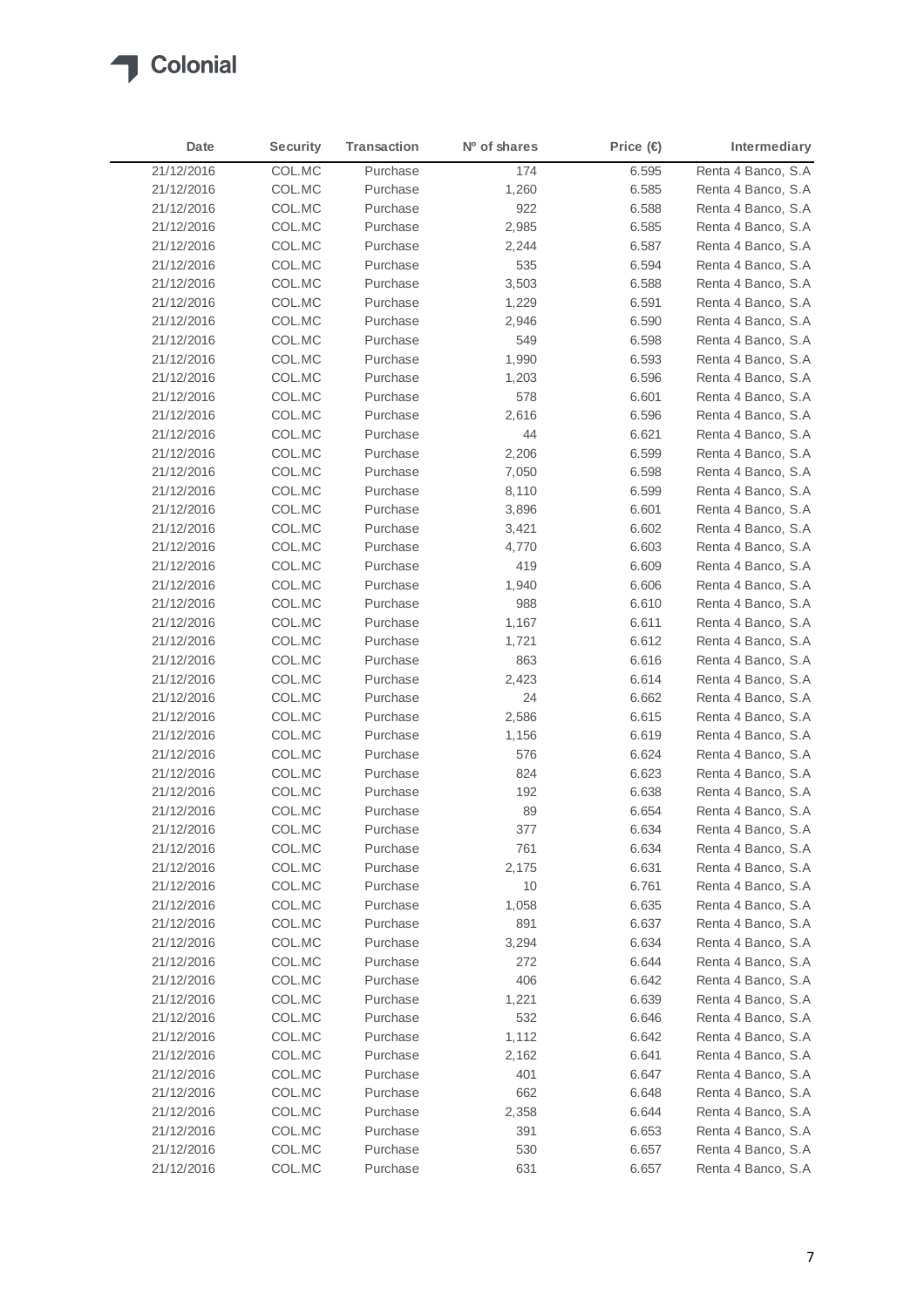| Date | Security | Transaction | Nº of shares | Price (€) | Intermediary |
|---|---|---|---|---|---|
| 21/12/2016 | COL.MC | Purchase | 174 | 6.595 | Renta 4 Banco, S.A |
| 21/12/2016 | COL.MC | Purchase | 1,260 | 6.585 | Renta 4 Banco, S.A |
| 21/12/2016 | COL.MC | Purchase | 922 | 6.588 | Renta 4 Banco, S.A |
| 21/12/2016 | COL.MC | Purchase | 2,985 | 6.585 | Renta 4 Banco, S.A |
| 21/12/2016 | COL.MC | Purchase | 2,244 | 6.587 | Renta 4 Banco, S.A |
| 21/12/2016 | COL.MC | Purchase | 535 | 6.594 | Renta 4 Banco, S.A |
| 21/12/2016 | COL.MC | Purchase | 3,503 | 6.588 | Renta 4 Banco, S.A |
| 21/12/2016 | COL.MC | Purchase | 1,229 | 6.591 | Renta 4 Banco, S.A |
| 21/12/2016 | COL.MC | Purchase | 2,946 | 6.590 | Renta 4 Banco, S.A |
| 21/12/2016 | COL.MC | Purchase | 549 | 6.598 | Renta 4 Banco, S.A |
| 21/12/2016 | COL.MC | Purchase | 1,990 | 6.593 | Renta 4 Banco, S.A |
| 21/12/2016 | COL.MC | Purchase | 1,203 | 6.596 | Renta 4 Banco, S.A |
| 21/12/2016 | COL.MC | Purchase | 578 | 6.601 | Renta 4 Banco, S.A |
| 21/12/2016 | COL.MC | Purchase | 2,616 | 6.596 | Renta 4 Banco, S.A |
| 21/12/2016 | COL.MC | Purchase | 44 | 6.621 | Renta 4 Banco, S.A |
| 21/12/2016 | COL.MC | Purchase | 2,206 | 6.599 | Renta 4 Banco, S.A |
| 21/12/2016 | COL.MC | Purchase | 7,050 | 6.598 | Renta 4 Banco, S.A |
| 21/12/2016 | COL.MC | Purchase | 8,110 | 6.599 | Renta 4 Banco, S.A |
| 21/12/2016 | COL.MC | Purchase | 3,896 | 6.601 | Renta 4 Banco, S.A |
| 21/12/2016 | COL.MC | Purchase | 3,421 | 6.602 | Renta 4 Banco, S.A |
| 21/12/2016 | COL.MC | Purchase | 4,770 | 6.603 | Renta 4 Banco, S.A |
| 21/12/2016 | COL.MC | Purchase | 419 | 6.609 | Renta 4 Banco, S.A |
| 21/12/2016 | COL.MC | Purchase | 1,940 | 6.606 | Renta 4 Banco, S.A |
| 21/12/2016 | COL.MC | Purchase | 988 | 6.610 | Renta 4 Banco, S.A |
| 21/12/2016 | COL.MC | Purchase | 1,167 | 6.611 | Renta 4 Banco, S.A |
| 21/12/2016 | COL.MC | Purchase | 1,721 | 6.612 | Renta 4 Banco, S.A |
| 21/12/2016 | COL.MC | Purchase | 863 | 6.616 | Renta 4 Banco, S.A |
| 21/12/2016 | COL.MC | Purchase | 2,423 | 6.614 | Renta 4 Banco, S.A |
| 21/12/2016 | COL.MC | Purchase | 24 | 6.662 | Renta 4 Banco, S.A |
| 21/12/2016 | COL.MC | Purchase | 2,586 | 6.615 | Renta 4 Banco, S.A |
| 21/12/2016 | COL.MC | Purchase | 1,156 | 6.619 | Renta 4 Banco, S.A |
| 21/12/2016 | COL.MC | Purchase | 576 | 6.624 | Renta 4 Banco, S.A |
| 21/12/2016 | COL.MC | Purchase | 824 | 6.623 | Renta 4 Banco, S.A |
| 21/12/2016 | COL.MC | Purchase | 192 | 6.638 | Renta 4 Banco, S.A |
| 21/12/2016 | COL.MC | Purchase | 89 | 6.654 | Renta 4 Banco, S.A |
| 21/12/2016 | COL.MC | Purchase | 377 | 6.634 | Renta 4 Banco, S.A |
| 21/12/2016 | COL.MC | Purchase | 761 | 6.634 | Renta 4 Banco, S.A |
| 21/12/2016 | COL.MC | Purchase | 2,175 | 6.631 | Renta 4 Banco, S.A |
| 21/12/2016 | COL.MC | Purchase | 10 | 6.761 | Renta 4 Banco, S.A |
| 21/12/2016 | COL.MC | Purchase | 1,058 | 6.635 | Renta 4 Banco, S.A |
| 21/12/2016 | COL.MC | Purchase | 891 | 6.637 | Renta 4 Banco, S.A |
| 21/12/2016 | COL.MC | Purchase | 3,294 | 6.634 | Renta 4 Banco, S.A |
| 21/12/2016 | COL.MC | Purchase | 272 | 6.644 | Renta 4 Banco, S.A |
| 21/12/2016 | COL.MC | Purchase | 406 | 6.642 | Renta 4 Banco, S.A |
| 21/12/2016 | COL.MC | Purchase | 1,221 | 6.639 | Renta 4 Banco, S.A |
| 21/12/2016 | COL.MC | Purchase | 532 | 6.646 | Renta 4 Banco, S.A |
| 21/12/2016 | COL.MC | Purchase | 1,112 | 6.642 | Renta 4 Banco, S.A |
| 21/12/2016 | COL.MC | Purchase | 2,162 | 6.641 | Renta 4 Banco, S.A |
| 21/12/2016 | COL.MC | Purchase | 401 | 6.647 | Renta 4 Banco, S.A |
| 21/12/2016 | COL.MC | Purchase | 662 | 6.648 | Renta 4 Banco, S.A |
| 21/12/2016 | COL.MC | Purchase | 2,358 | 6.644 | Renta 4 Banco, S.A |
| 21/12/2016 | COL.MC | Purchase | 391 | 6.653 | Renta 4 Banco, S.A |
| 21/12/2016 | COL.MC | Purchase | 530 | 6.657 | Renta 4 Banco, S.A |
| 21/12/2016 | COL.MC | Purchase | 631 | 6.657 | Renta 4 Banco, S.A |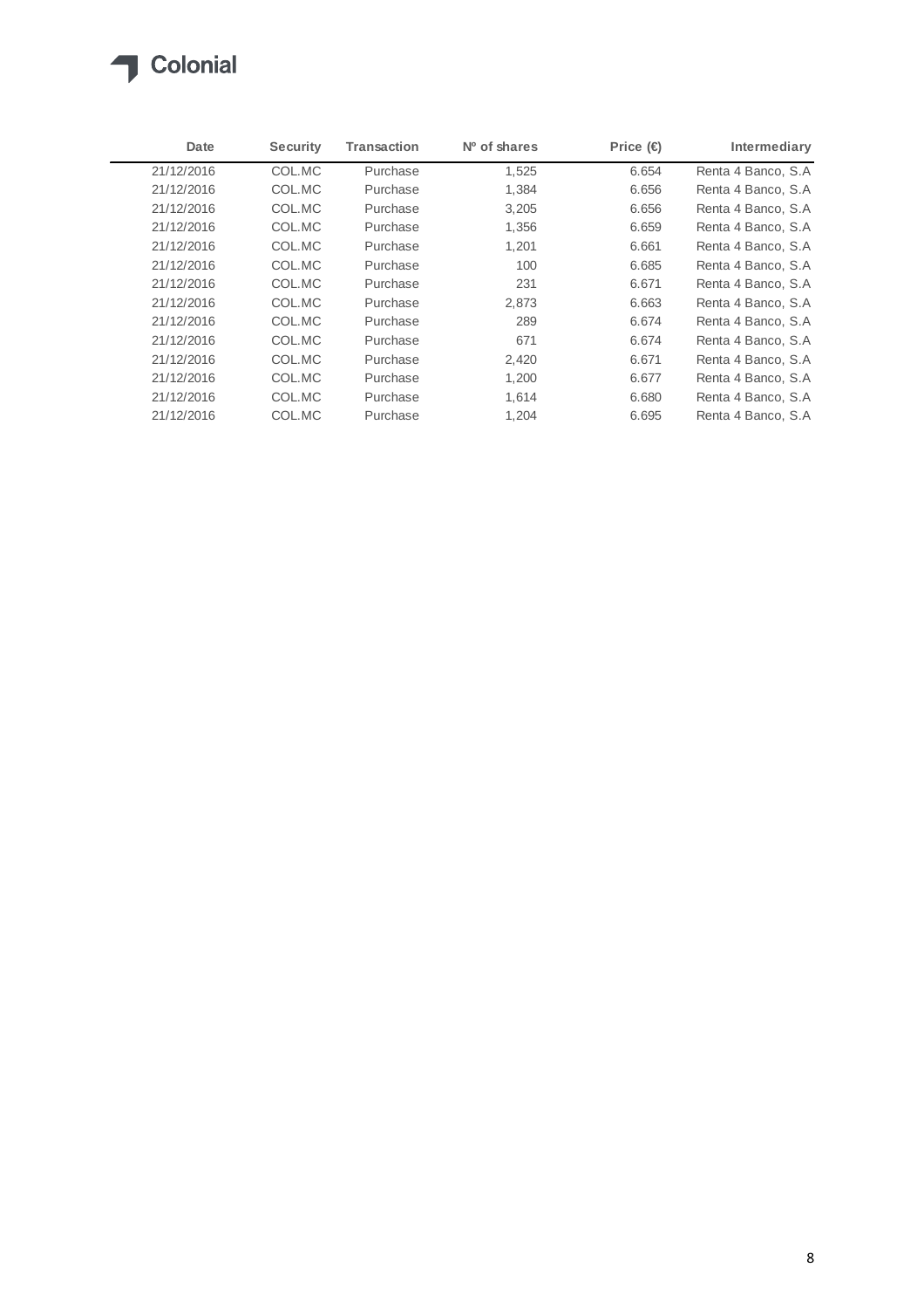| Date | Security | Transaction | Nº of shares | Price (€) | Intermediary |
|---|---|---|---|---|---|
| 21/12/2016 | COL.MC | Purchase | 1,525 | 6.654 | Renta 4 Banco, S.A |
| 21/12/2016 | COL.MC | Purchase | 1,384 | 6.656 | Renta 4 Banco, S.A |
| 21/12/2016 | COL.MC | Purchase | 3,205 | 6.656 | Renta 4 Banco, S.A |
| 21/12/2016 | COL.MC | Purchase | 1,356 | 6.659 | Renta 4 Banco, S.A |
| 21/12/2016 | COL.MC | Purchase | 1,201 | 6.661 | Renta 4 Banco, S.A |
| 21/12/2016 | COL.MC | Purchase | 100 | 6.685 | Renta 4 Banco, S.A |
| 21/12/2016 | COL.MC | Purchase | 231 | 6.671 | Renta 4 Banco, S.A |
| 21/12/2016 | COL.MC | Purchase | 2,873 | 6.663 | Renta 4 Banco, S.A |
| 21/12/2016 | COL.MC | Purchase | 289 | 6.674 | Renta 4 Banco, S.A |
| 21/12/2016 | COL.MC | Purchase | 671 | 6.674 | Renta 4 Banco, S.A |
| 21/12/2016 | COL.MC | Purchase | 2,420 | 6.671 | Renta 4 Banco, S.A |
| 21/12/2016 | COL.MC | Purchase | 1,200 | 6.677 | Renta 4 Banco, S.A |
| 21/12/2016 | COL.MC | Purchase | 1,614 | 6.680 | Renta 4 Banco, S.A |
| 21/12/2016 | COL.MC | Purchase | 1,204 | 6.695 | Renta 4 Banco, S.A |